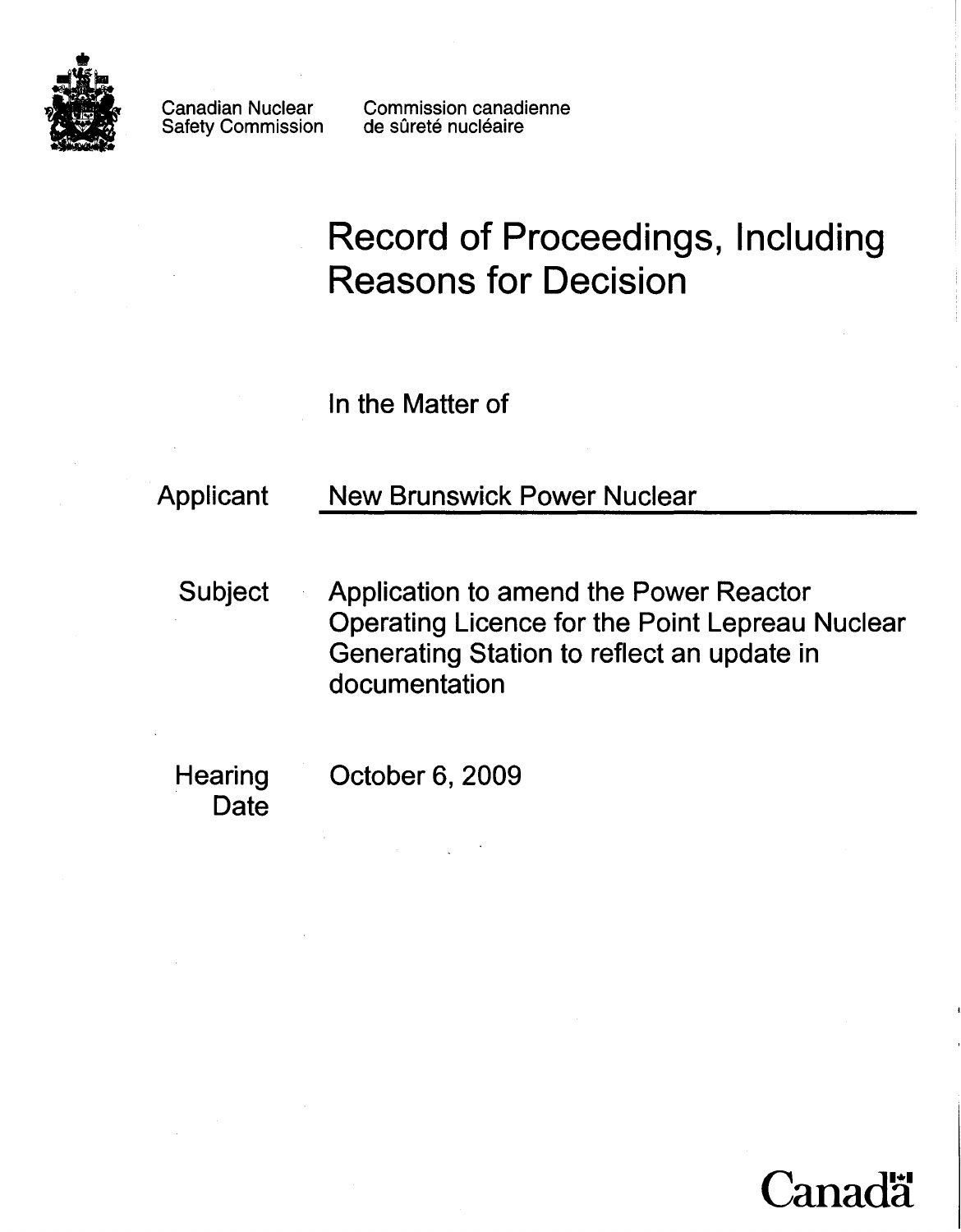Canadian Nuclear Safety Commission

Commission canadienne de sûreté nucléaire

# Record of Proceedings, Including Reasons for Decision

In the Matter of

**Applicant** New Brunswick Power Nuclear

**Subject** Application to amend the Power Reactor Operating Licence for the Point Lepreau Nuclear Generating Station to reflect an update in documentation

**Hearing Date** October 6, 2009

Canada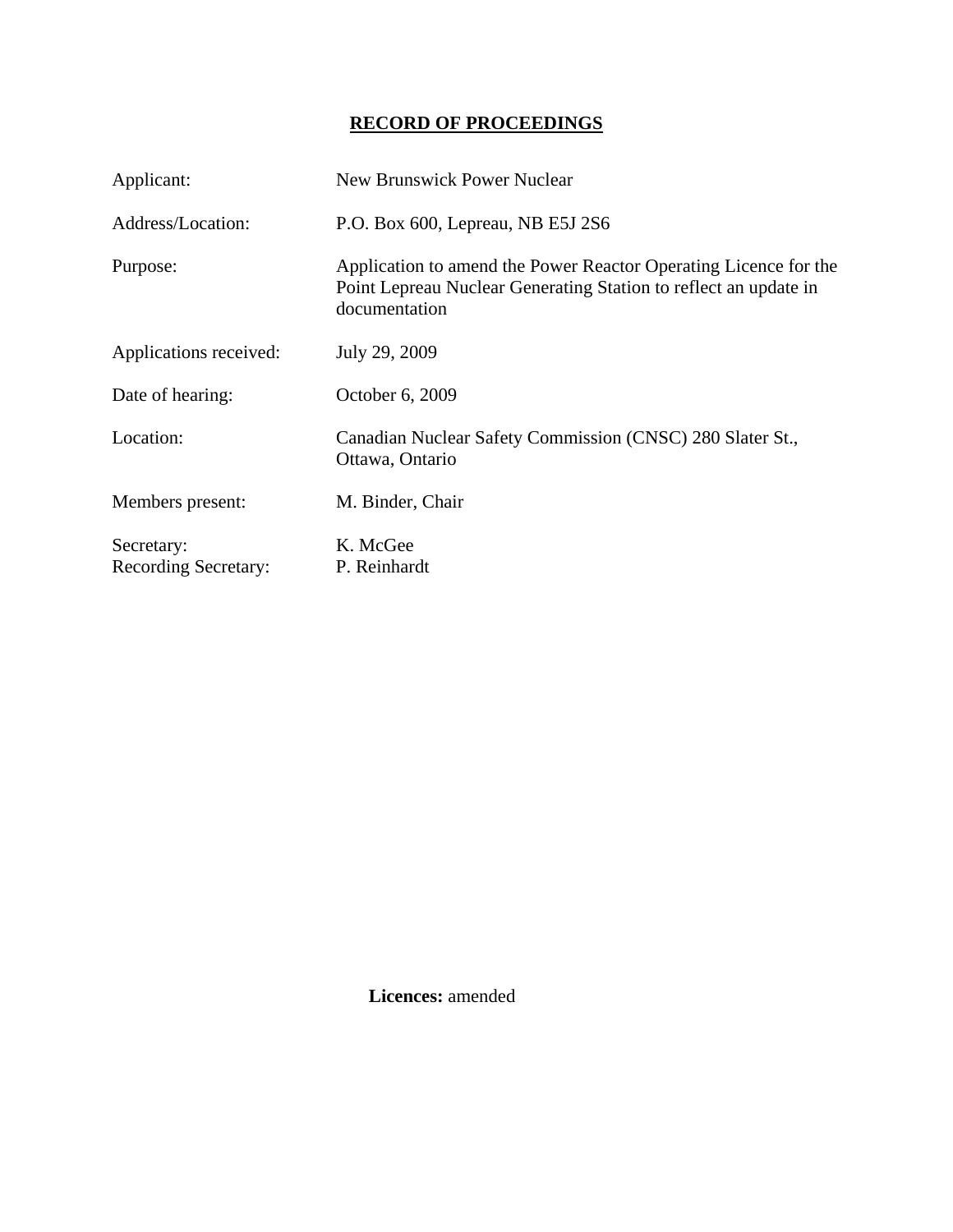# RECORD OF PROCEEDINGS

| | |
|---|---|
| Applicant: | New Brunswick Power Nuclear |
| Address/Location: | P.O. Box 600, Lepreau, NB E5J 2S6 |
| Purpose: | Application to amend the Power Reactor Operating Licence for the Point Lepreau Nuclear Generating Station to reflect an update in documentation |
| Applications received: | July 29, 2009 |
| Date of hearing: | October 6, 2009 |
| Location: | Canadian Nuclear Safety Commission (CNSC) 280 Slater St., Ottawa, Ontario |
| Members present: | M. Binder, Chair |
| Secretary: | K. McGee |
| Recording Secretary: | P. Reinhardt |

**Licences:** amended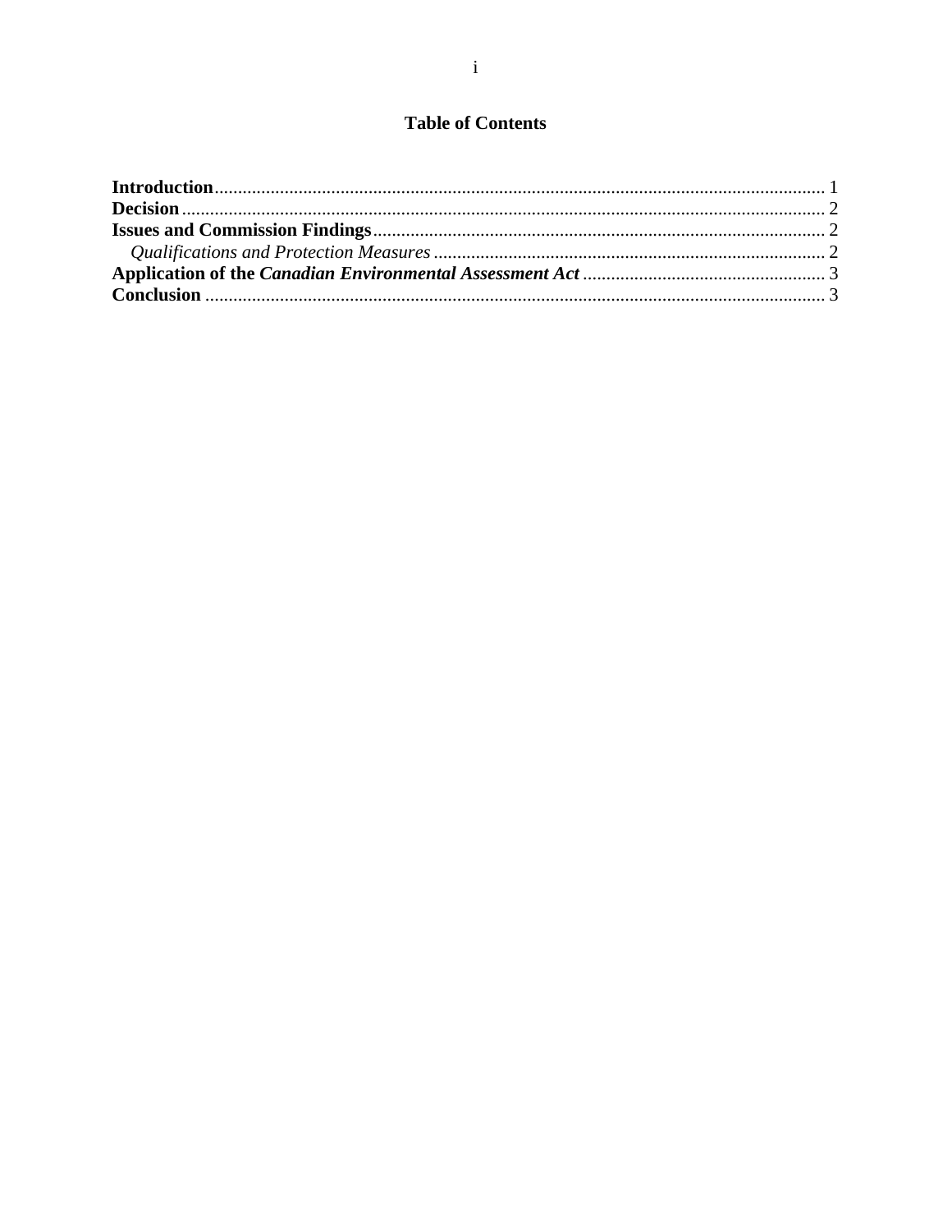# Table of Contents

**Introduction** ........................................................................................................................ 1
**Decision** ................................................................................................................................ 2
**Issues and Commission Findings** ......................................................................................... 2
  *Qualifications and Protection Measures* .............................................................................. 2
**Application of the *Canadian Environmental Assessment Act*** ........................................... 3
**Conclusion** ............................................................................................................................ 3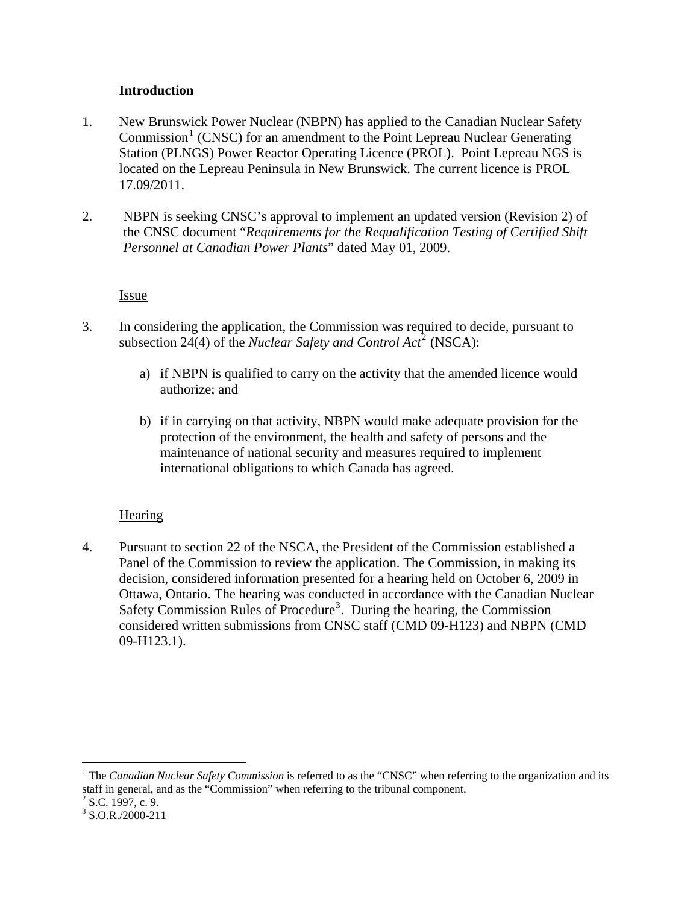## Introduction

1. New Brunswick Power Nuclear (NBPN) has applied to the Canadian Nuclear Safety Commission[1] (CNSC) for an amendment to the Point Lepreau Nuclear Generating Station (PLNGS) Power Reactor Operating Licence (PROL). Point Lepreau NGS is located on the Lepreau Peninsula in New Brunswick. The current licence is PROL 17.09/2011.

2. NBPN is seeking CNSC's approval to implement an updated version (Revision 2) of the CNSC document "*Requirements for the Requalification Testing of Certified Shift Personnel at Canadian Power Plants*" dated May 01, 2009.

### Issue

3. In considering the application, the Commission was required to decide, pursuant to subsection 24(4) of the *Nuclear Safety and Control Act*[2] (NSCA):

   a) if NBPN is qualified to carry on the activity that the amended licence would authorize; and

   b) if in carrying on that activity, NBPN would make adequate provision for the protection of the environment, the health and safety of persons and the maintenance of national security and measures required to implement international obligations to which Canada has agreed.

### Hearing

4. Pursuant to section 22 of the NSCA, the President of the Commission established a Panel of the Commission to review the application. The Commission, in making its decision, considered information presented for a hearing held on October 6, 2009 in Ottawa, Ontario. The hearing was conducted in accordance with the Canadian Nuclear Safety Commission Rules of Procedure[3]. During the hearing, the Commission considered written submissions from CNSC staff (CMD 09-H123) and NBPN (CMD 09-H123.1).

---

[1] The *Canadian Nuclear Safety Commission* is referred to as the "CNSC" when referring to the organization and its staff in general, and as the "Commission" when referring to the tribunal component.

[2] S.C. 1997, c. 9.

[3] S.O.R./2000-211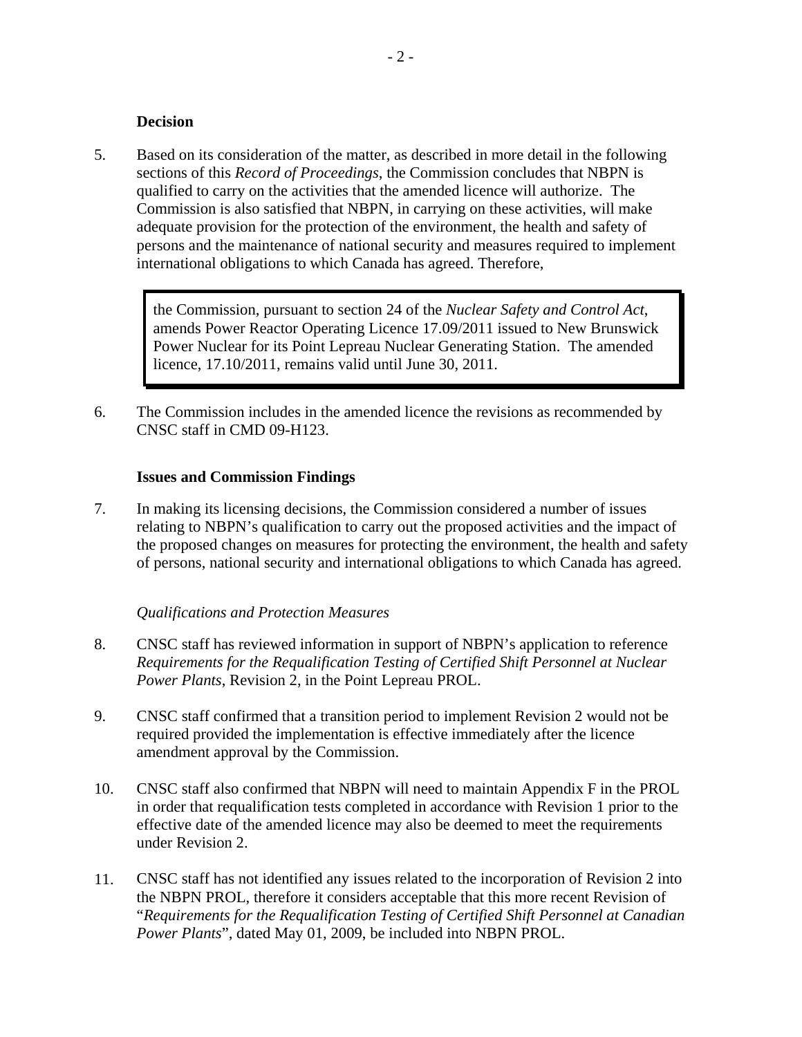**Decision**

5. Based on its consideration of the matter, as described in more detail in the following sections of this *Record of Proceedings*, the Commission concludes that NBPN is qualified to carry on the activities that the amended licence will authorize. The Commission is also satisfied that NBPN, in carrying on these activities, will make adequate provision for the protection of the environment, the health and safety of persons and the maintenance of national security and measures required to implement international obligations to which Canada has agreed. Therefore,

> the Commission, pursuant to section 24 of the *Nuclear Safety and Control Act*, amends Power Reactor Operating Licence 17.09/2011 issued to New Brunswick Power Nuclear for its Point Lepreau Nuclear Generating Station. The amended licence, 17.10/2011, remains valid until June 30, 2011.

6. The Commission includes in the amended licence the revisions as recommended by CNSC staff in CMD 09-H123.

**Issues and Commission Findings**

7. In making its licensing decisions, the Commission considered a number of issues relating to NBPN's qualification to carry out the proposed activities and the impact of the proposed changes on measures for protecting the environment, the health and safety of persons, national security and international obligations to which Canada has agreed.

*Qualifications and Protection Measures*

8. CNSC staff has reviewed information in support of NBPN's application to reference *Requirements for the Requalification Testing of Certified Shift Personnel at Nuclear Power Plants*, Revision 2, in the Point Lepreau PROL.

9. CNSC staff confirmed that a transition period to implement Revision 2 would not be required provided the implementation is effective immediately after the licence amendment approval by the Commission.

10. CNSC staff also confirmed that NBPN will need to maintain Appendix F in the PROL in order that requalification tests completed in accordance with Revision 1 prior to the effective date of the amended licence may also be deemed to meet the requirements under Revision 2.

11. CNSC staff has not identified any issues related to the incorporation of Revision 2 into the NBPN PROL, therefore it considers acceptable that this more recent Revision of "*Requirements for the Requalification Testing of Certified Shift Personnel at Canadian Power Plants*", dated May 01, 2009, be included into NBPN PROL.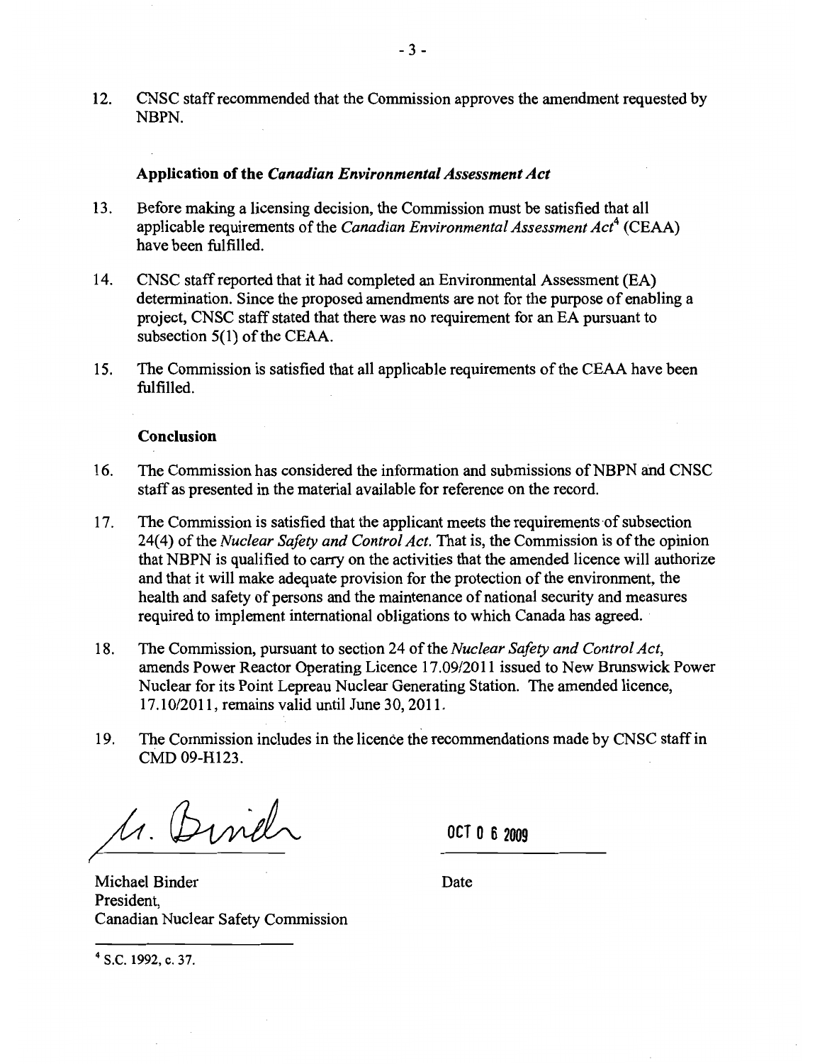12. CNSC staff recommended that the Commission approves the amendment requested by NBPN.

### Application of the *Canadian Environmental Assessment Act*

13. Before making a licensing decision, the Commission must be satisfied that all applicable requirements of the *Canadian Environmental Assessment Act*[4] (CEAA) have been fulfilled.

14. CNSC staff reported that it had completed an Environmental Assessment (EA) determination. Since the proposed amendments are not for the purpose of enabling a project, CNSC staff stated that there was no requirement for an EA pursuant to subsection 5(1) of the CEAA.

15. The Commission is satisfied that all applicable requirements of the CEAA have been fulfilled.

### Conclusion

16. The Commission has considered the information and submissions of NBPN and CNSC staff as presented in the material available for reference on the record.

17. The Commission is satisfied that the applicant meets the requirements of subsection 24(4) of the *Nuclear Safety and Control Act*. That is, the Commission is of the opinion that NBPN is qualified to carry on the activities that the amended licence will authorize and that it will make adequate provision for the protection of the environment, the health and safety of persons and the maintenance of national security and measures required to implement international obligations to which Canada has agreed.

18. The Commission, pursuant to section 24 of the *Nuclear Safety and Control Act*, amends Power Reactor Operating Licence 17.09/2011 issued to New Brunswick Power Nuclear for its Point Lepreau Nuclear Generating Station. The amended licence, 17.10/2011, remains valid until June 30, 2011.

19. The Commission includes in the licence the recommendations made by CNSC staff in CMD 09-H123.

M. Binder

OCT 0 6 2009

Michael Binder
President,
Canadian Nuclear Safety Commission

Date

---

[4] S.C. 1992, c. 37.